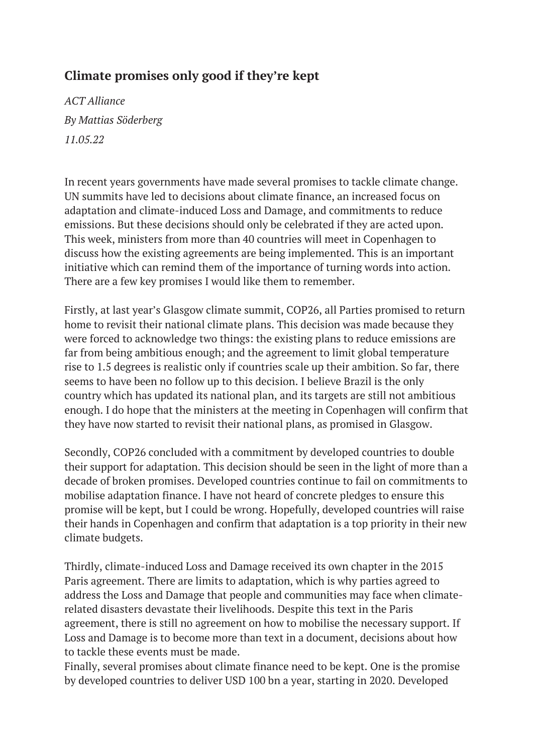## Climate promises only good if they're kept

*ACT Alliance*

*By Mattias Söderberg*

*11.05.22*

In recent years governments have made several promises to tackle climate change. UN summits have led to decisions about climate finance, an increased focus on adaptation and climate-induced Loss and Damage, and commitments to reduce emissions. But these decisions should only be celebrated if they are acted upon. This week, ministers from more than 40 countries will meet in Copenhagen to discuss how the existing agreements are being implemented. This is an important initiative which can remind them of the importance of turning words into action. There are a few key promises I would like them to remember.

Firstly, at last year's Glasgow climate summit, COP26, all Parties promised to return home to revisit their national climate plans. This decision was made because they were forced to acknowledge two things: the existing plans to reduce emissions are far from being ambitious enough; and the agreement to limit global temperature rise to 1.5 degrees is realistic only if countries scale up their ambition. So far, there seems to have been no follow up to this decision. I believe Brazil is the only country which has updated its national plan, and its targets are still not ambitious enough. I do hope that the ministers at the meeting in Copenhagen will confirm that they have now started to revisit their national plans, as promised in Glasgow.

Secondly, COP26 concluded with a commitment by developed countries to double their support for adaptation. This decision should be seen in the light of more than a decade of broken promises. Developed countries continue to fail on commitments to mobilise adaptation finance. I have not heard of concrete pledges to ensure this promise will be kept, but I could be wrong. Hopefully, developed countries will raise their hands in Copenhagen and confirm that adaptation is a top priority in their new climate budgets.

Thirdly, climate-induced Loss and Damage received its own chapter in the 2015 Paris agreement. There are limits to adaptation, which is why parties agreed to address the Loss and Damage that people and communities may face when climate-related disasters devastate their livelihoods. Despite this text in the Paris agreement, there is still no agreement on how to mobilise the necessary support. If Loss and Damage is to become more than text in a document, decisions about how to tackle these events must be made.

Finally, several promises about climate finance need to be kept. One is the promise by developed countries to deliver USD 100 bn a year, starting in 2020. Developed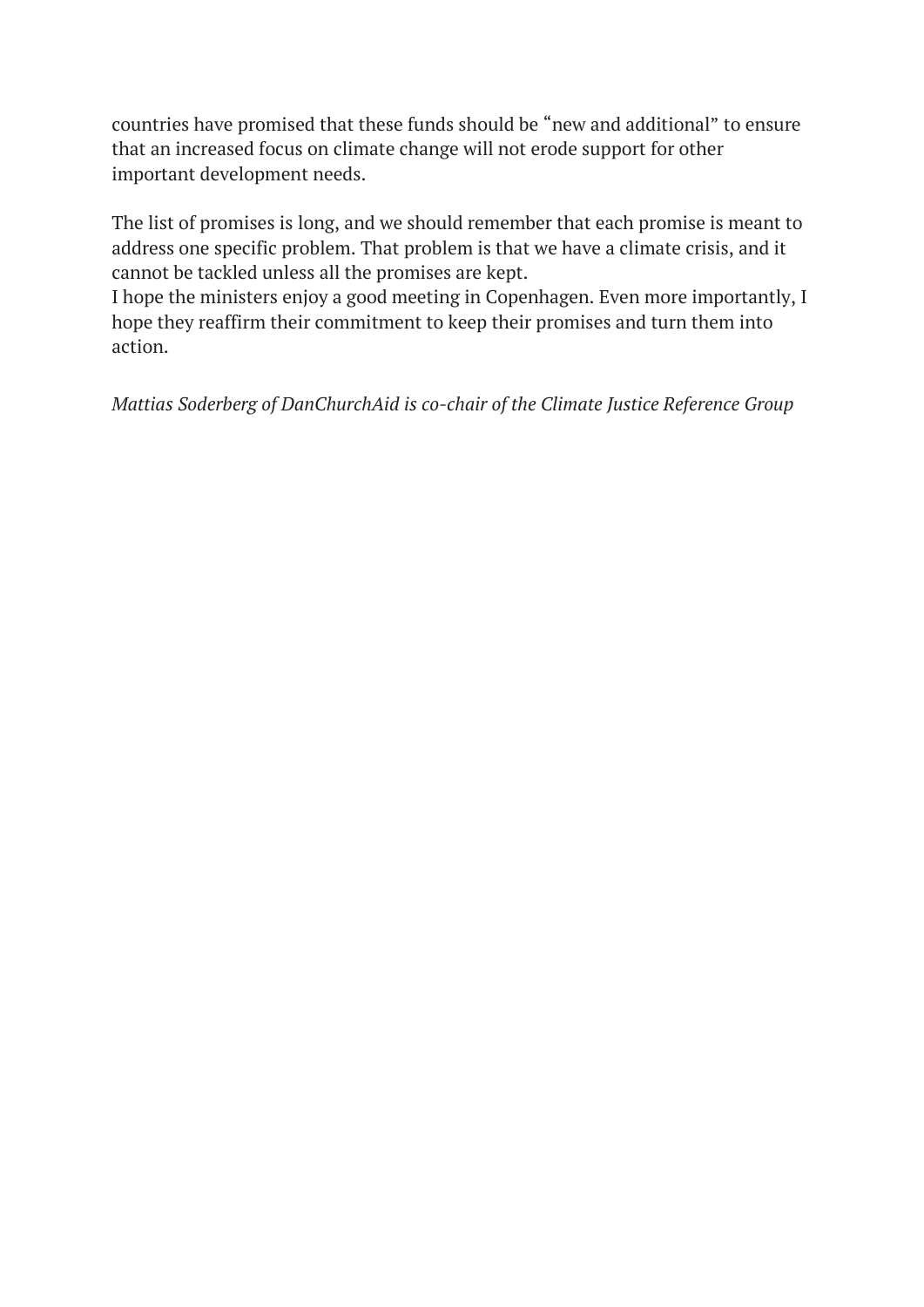countries have promised that these funds should be "new and additional" to ensure that an increased focus on climate change will not erode support for other important development needs.

The list of promises is long, and we should remember that each promise is meant to address one specific problem. That problem is that we have a climate crisis, and it cannot be tackled unless all the promises are kept.
I hope the ministers enjoy a good meeting in Copenhagen. Even more importantly, I hope they reaffirm their commitment to keep their promises and turn them into action.

*Mattias Soderberg of DanChurchAid is co-chair of the Climate Justice Reference Group*